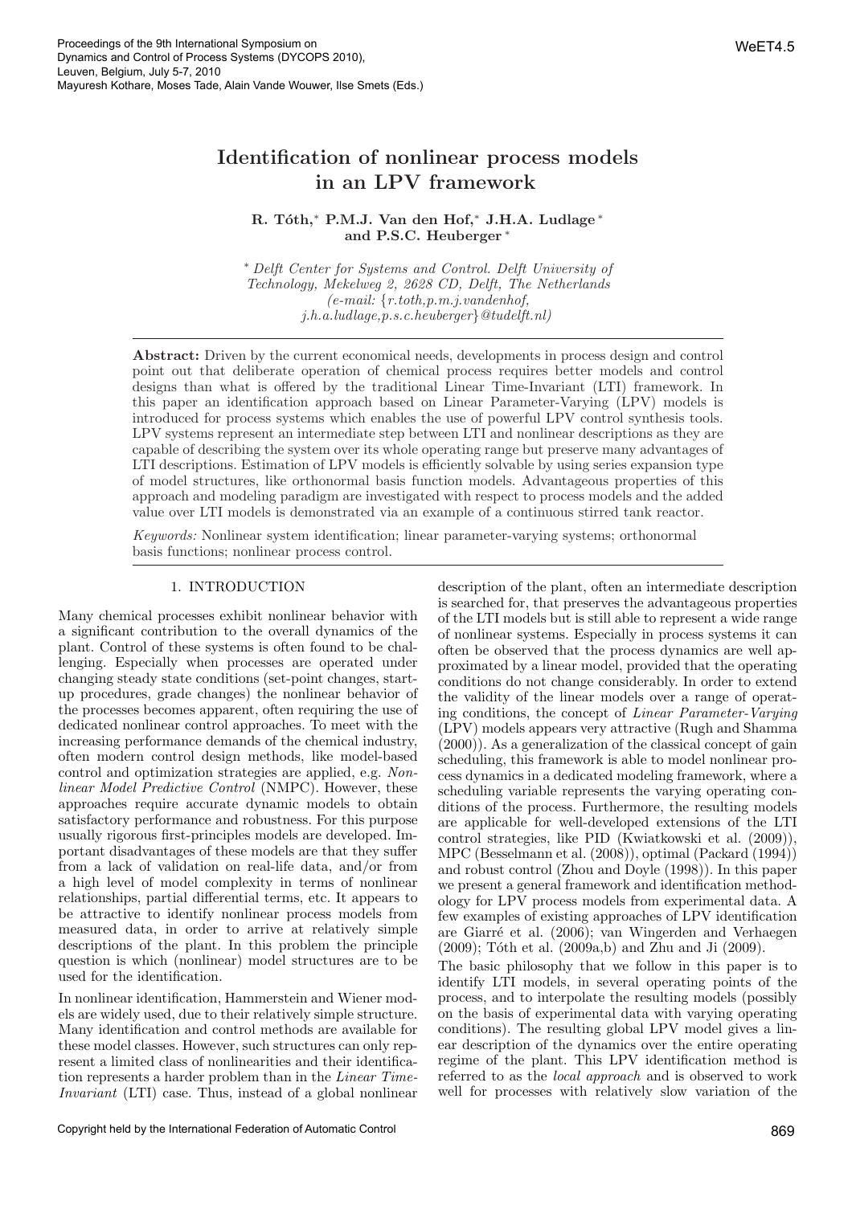# Identification of nonlinear process models in an LPV framework

**R. Tóth,* P.M.J. Van den Hof,* J.H.A. Ludlage* and P.S.C. Heuberger***

\* *Delft Center for Systems and Control. Delft University of Technology, Mekelweg 2, 2628 CD, Delft, The Netherlands (e-mail: {r.toth,p.m.j.vandenhof, j.h.a.ludlage,p.s.c.heuberger}@tudelft.nl)*

**Abstract:** Driven by the current economical needs, developments in process design and control point out that deliberate operation of chemical process requires better models and control designs than what is offered by the traditional Linear Time-Invariant (LTI) framework. In this paper an identification approach based on Linear Parameter-Varying (LPV) models is introduced for process systems which enables the use of powerful LPV control synthesis tools. LPV systems represent an intermediate step between LTI and nonlinear descriptions as they are capable of describing the system over its whole operating range but preserve many advantages of LTI descriptions. Estimation of LPV models is efficiently solvable by using series expansion type of model structures, like orthonormal basis function models. Advantageous properties of this approach and modeling paradigm are investigated with respect to process models and the added value over LTI models is demonstrated via an example of a continuous stirred tank reactor.

*Keywords:* Nonlinear system identification; linear parameter-varying systems; orthonormal basis functions; nonlinear process control.

## 1. INTRODUCTION

Many chemical processes exhibit nonlinear behavior with a significant contribution to the overall dynamics of the plant. Control of these systems is often found to be challenging. Especially when processes are operated under changing steady state conditions (set-point changes, start-up procedures, grade changes) the nonlinear behavior of the processes becomes apparent, often requiring the use of dedicated nonlinear control approaches. To meet with the increasing performance demands of the chemical industry, often modern control design methods, like model-based control and optimization strategies are applied, e.g. *Nonlinear Model Predictive Control* (NMPC). However, these approaches require accurate dynamic models to obtain satisfactory performance and robustness. For this purpose usually rigorous first-principles models are developed. Important disadvantages of these models are that they suffer from a lack of validation on real-life data, and/or from a high level of model complexity in terms of nonlinear relationships, partial differential terms, etc. It appears to be attractive to identify nonlinear process models from measured data, in order to arrive at relatively simple descriptions of the plant. In this problem the principle question is which (nonlinear) model structures are to be used for the identification.

In nonlinear identification, Hammerstein and Wiener models are widely used, due to their relatively simple structure. Many identification and control methods are available for these model classes. However, such structures can only represent a limited class of nonlinearities and their identification represents a harder problem than in the *Linear Time-Invariant* (LTI) case. Thus, instead of a global nonlinear description of the plant, often an intermediate description is searched for, that preserves the advantageous properties of the LTI models but is still able to represent a wide range of nonlinear systems. Especially in process systems it can often be observed that the process dynamics are well approximated by a linear model, provided that the operating conditions do not change considerably. In order to extend the validity of the linear models over a range of operating conditions, the concept of *Linear Parameter-Varying* (LPV) models appears very attractive (Rugh and Shamma (2000)). As a generalization of the classical concept of gain scheduling, this framework is able to model nonlinear process dynamics in a dedicated modeling framework, where a scheduling variable represents the varying operating conditions of the process. Furthermore, the resulting models are applicable for well-developed extensions of the LTI control strategies, like PID (Kwiatkowski et al. (2009)), MPC (Besselmann et al. (2008)), optimal (Packard (1994)) and robust control (Zhou and Doyle (1998)). In this paper we present a general framework and identification methodology for LPV process models from experimental data. A few examples of existing approaches of LPV identification are Giarré et al. (2006); van Wingerden and Verhaegen (2009); Tóth et al. (2009a,b) and Zhu and Ji (2009).

The basic philosophy that we follow in this paper is to identify LTI models, in several operating points of the process, and to interpolate the resulting models (possibly on the basis of experimental data with varying operating conditions). The resulting global LPV model gives a linear description of the dynamics over the entire operating regime of the plant. This LPV identification method is referred to as the *local approach* and is observed to work well for processes with relatively slow variation of the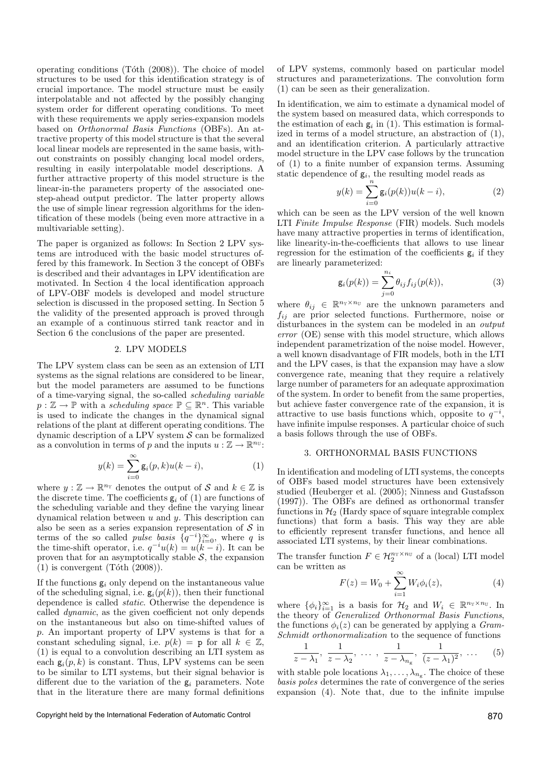operating conditions (Tóth (2008)). The choice of model structures to be used for this identification strategy is of crucial importance. The model structure must be easily interpolatable and not affected by the possibly changing system order for different operating conditions. To meet with these requirements we apply series-expansion models based on *Orthonormal Basis Functions* (OBFs). An attractive property of this model structure is that the several local linear models are represented in the same basis, without constraints on possibly changing local model orders, resulting in easily interpolatable model descriptions. A further attractive property of this model structure is the linear-in-the parameters property of the associated one-step-ahead output predictor. The latter property allows the use of simple linear regression algorithms for the identification of these models (being even more attractive in a multivariable setting).

The paper is organized as follows: In Section 2 LPV systems are introduced with the basic model structures offered by this framework. In Section 3 the concept of OBFs is described and their advantages in LPV identification are motivated. In Section 4 the local identification approach of LPV-OBF models is developed and model structure selection is discussed in the proposed setting. In Section 5 the validity of the presented approach is proved through an example of a continuous stirred tank reactor and in Section 6 the conclusions of the paper are presented.

## 2. LPV MODELS

The LPV system class can be seen as an extension of LTI systems as the signal relations are considered to be linear, but the model parameters are assumed to be functions of a time-varying signal, the so-called *scheduling variable* $p : \mathbb{Z} \to \mathbb{P}$ with a *scheduling space* $\mathbb{P} \subseteq \mathbb{R}^n$. This variable is used to indicate the changes in the dynamical signal relations of the plant at different operating conditions. The dynamic description of a LPV system $\mathcal{S}$ can be formalized as a convolution in terms of $p$ and the inputs $u : \mathbb{Z} \to \mathbb{R}^{n_{\mathrm{U}}}$:

$$y(k) = \sum_{i=0}^{\infty} \mathsf{g}_i(p,k)u(k-i), \tag{1}$$

where $y : \mathbb{Z} \to \mathbb{R}^{n_{\mathrm{Y}}}$ denotes the output of $\mathcal{S}$ and $k \in \mathbb{Z}$ is the discrete time. The coefficients $\mathsf{g}_i$ of (1) are functions of the scheduling variable and they define the varying linear dynamical relation between $u$ and $y$. This description can also be seen as a series expansion representation of $\mathcal{S}$ in terms of the so called *pulse basis* $\{q^{-i}\}_{i=0}^{\infty}$, where $q$ is the time-shift operator, i.e. $q^{-i}u(k) = u(k-i)$. It can be proven that for an asymptotically stable $\mathcal{S}$, the expansion (1) is convergent (Tóth (2008)).

If the functions $\mathsf{g}_i$ only depend on the instantaneous value of the scheduling signal, i.e. $\mathsf{g}_i(p(k))$, then their functional dependence is called *static*. Otherwise the dependence is called *dynamic*, as the given coefficient not only depends on the instantaneous but also on time-shifted values of $p$. An important property of LPV systems is that for a constant scheduling signal, i.e. $p(k) = \mathsf{p}$ for all $k \in \mathbb{Z}$, (1) is equal to a convolution describing an LTI system as each $\mathsf{g}_i(p,k)$ is constant. Thus, LPV systems can be seen to be similar to LTI systems, but their signal behavior is different due to the variation of the $\mathsf{g}_i$ parameters. Note that in the literature there are many formal definitions of LPV systems, commonly based on particular model structures and parameterizations. The convolution form (1) can be seen as their generalization.

In identification, we aim to estimate a dynamical model of the system based on measured data, which corresponds to the estimation of each $\mathsf{g}_i$ in (1). This estimation is formalized in terms of a model structure, an abstraction of (1), and an identification criterion. A particularly attractive model structure in the LPV case follows by the truncation of (1) to a finite number of expansion terms. Assuming static dependence of $\mathsf{g}_i$, the resulting model reads as

$$y(k) = \sum_{i=0}^{n} \mathsf{g}_i(p(k))u(k-i), \tag{2}$$

which can be seen as the LPV version of the well known LTI *Finite Impulse Response* (FIR) models. Such models have many attractive properties in terms of identification, like linearity-in-the-coefficients that allows to use linear regression for the estimation of the coefficients $\mathsf{g}_i$ if they are linearly parameterized:

$$\mathsf{g}_i(p(k)) = \sum_{j=0}^{n_i} \theta_{ij} f_{ij}(p(k)), \tag{3}$$

where $\theta_{ij} \in \mathbb{R}^{n_{\mathrm{Y}} \times n_{\mathrm{U}}}$ are the unknown parameters and $f_{ij}$ are prior selected functions. Furthermore, noise or disturbances in the system can be modeled in an *output error* (OE) sense with this model structure, which allows independent parametrization of the noise model. However, a well known disadvantage of FIR models, both in the LTI and the LPV cases, is that the expansion may have a slow convergence rate, meaning that they require a relatively large number of parameters for an adequate approximation of the system. In order to benefit from the same properties, but achieve faster convergence rate of the expansion, it is attractive to use basis functions which, opposite to $q^{-i}$, have infinite impulse responses. A particular choice of such a basis follows through the use of OBFs.

## 3. ORTHONORMAL BASIS FUNCTIONS

In identification and modeling of LTI systems, the concepts of OBFs based model structures have been extensively studied (Heuberger et al. (2005); Ninness and Gustafsson (1997)). The OBFs are defined as orthonormal transfer functions in $\mathcal{H}_2$ (Hardy space of square integrable complex functions) that form a basis. This way they are able to efficiently represent transfer functions, and hence all associated LTI systems, by their linear combinations.

The transfer function $F \in \mathcal{H}_2^{n_{\mathrm{Y}} \times n_{\mathrm{U}}}$ of a (local) LTI model can be written as

$$F(z) = W_0 + \sum_{i=1}^{\infty} W_i \phi_i(z), \tag{4}$$

where $\{\phi_i\}_{i=1}^{\infty}$ is a basis for $\mathcal{H}_2$ and $W_i \in \mathbb{R}^{n_{\mathrm{Y}} \times n_{\mathrm{U}}}$. In the theory of *Generalized Orthonormal Basis Functions*, the functions $\phi_i(z)$ can be generated by applying a *Gram-Schmidt orthonormalization* to the sequence of functions

$$\frac{1}{z-\lambda_1},\ \frac{1}{z-\lambda_2},\ \ldots\ ,\ \frac{1}{z-\lambda_{n_{\mathrm{g}}}},\ \frac{1}{(z-\lambda_1)^2},\ \ldots \tag{5}$$

with stable pole locations $\lambda_1, \ldots, \lambda_{n_{\mathrm{g}}}$. The choice of these *basis poles* determines the rate of convergence of the series expansion (4). Note that, due to the infinite impulse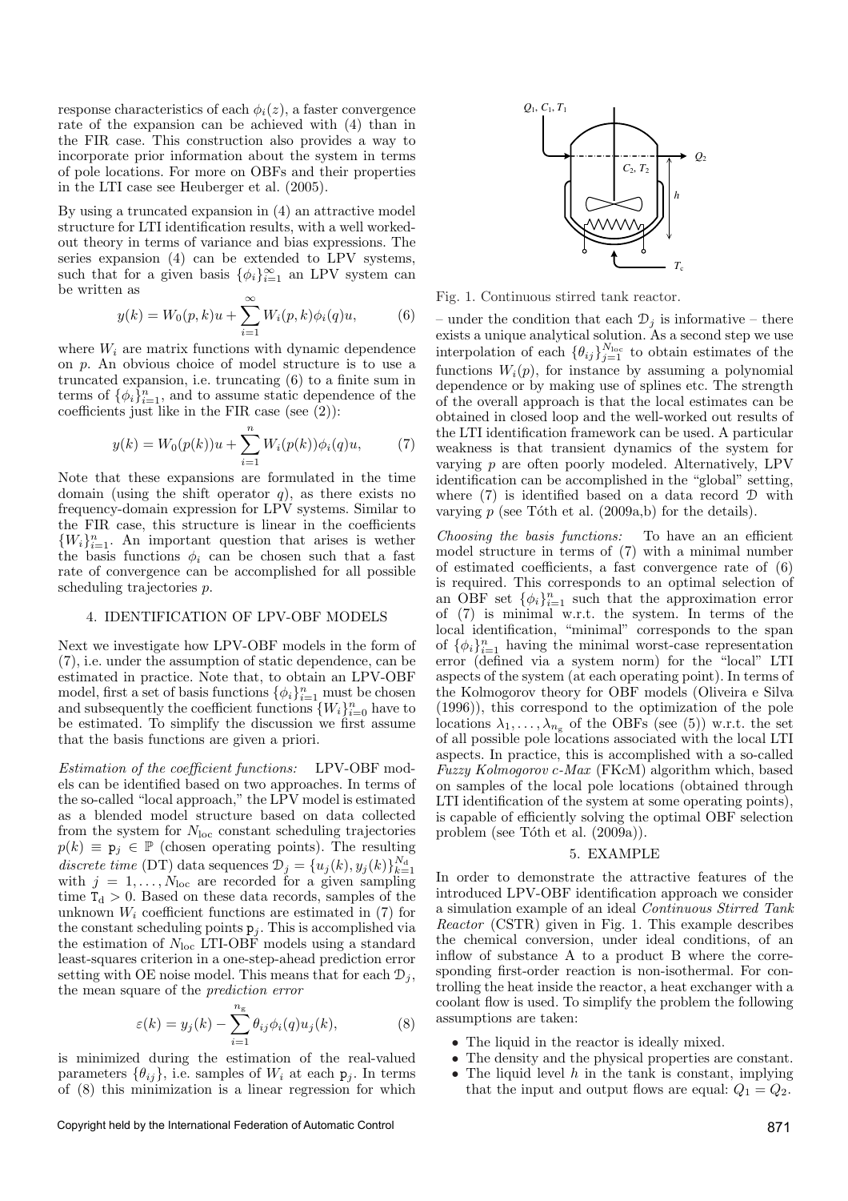response characteristics of each $\phi_i(z)$, a faster convergence rate of the expansion can be achieved with (4) than in the FIR case. This construction also provides a way to incorporate prior information about the system in terms of pole locations. For more on OBFs and their properties in the LTI case see Heuberger et al. (2005).

By using a truncated expansion in (4) an attractive model structure for LTI identification results, with a well worked-out theory in terms of variance and bias expressions. The series expansion (4) can be extended to LPV systems, such that for a given basis $\{\phi_i\}_{i=1}^{\infty}$ an LPV system can be written as

$$y(k) = W_0(p,k)u + \sum_{i=1}^{\infty} W_i(p,k)\phi_i(q)u, \tag{6}$$

where $W_i$ are matrix functions with dynamic dependence on $p$. An obvious choice of model structure is to use a truncated expansion, i.e. truncating (6) to a finite sum in terms of $\{\phi_i\}_{i=1}^{n}$, and to assume static dependence of the coefficients just like in the FIR case (see (2)):

$$y(k) = W_0(p(k))u + \sum_{i=1}^{n} W_i(p(k))\phi_i(q)u, \tag{7}$$

Note that these expansions are formulated in the time domain (using the shift operator $q$), as there exists no frequency-domain expression for LPV systems. Similar to the FIR case, this structure is linear in the coefficients $\{W_i\}_{i=1}^{n}$. An important question that arises is wether the basis functions $\phi_i$ can be chosen such that a fast rate of convergence can be accomplished for all possible scheduling trajectories $p$.

## 4. IDENTIFICATION OF LPV-OBF MODELS

Next we investigate how LPV-OBF models in the form of (7), i.e. under the assumption of static dependence, can be estimated in practice. Note that, to obtain an LPV-OBF model, first a set of basis functions $\{\phi_i\}_{i=1}^{n}$ must be chosen and subsequently the coefficient functions $\{W_i\}_{i=0}^{n}$ have to be estimated. To simplify the discussion we first assume that the basis functions are given a priori.

*Estimation of the coefficient functions:* LPV-OBF models can be identified based on two approaches. In terms of the so-called "local approach," the LPV model is estimated as a blended model structure based on data collected from the system for $N_{\mathrm{loc}}$ constant scheduling trajectories $p(k) \equiv \mathtt{p}_j \in \mathbb{P}$ (chosen operating points). The resulting *discrete time* (DT) data sequences $\mathcal{D}_j = \{u_j(k), y_j(k)\}_{k=1}^{N_{\mathrm{d}}}$ with $j = 1, \ldots, N_{\mathrm{loc}}$ are recorded for a given sampling time $\mathtt{T}_{\mathrm{d}} > 0$. Based on these data records, samples of the unknown $W_i$ coefficient functions are estimated in (7) for the constant scheduling points $\mathtt{p}_j$. This is accomplished via the estimation of $N_{\mathrm{loc}}$ LTI-OBF models using a standard least-squares criterion in a one-step-ahead prediction error setting with OE noise model. This means that for each $\mathcal{D}_j$, the mean square of the *prediction error*

$$\varepsilon(k) = y_j(k) - \sum_{i=1}^{n_{\mathrm{g}}} \theta_{ij}\phi_i(q)u_j(k), \tag{8}$$

is minimized during the estimation of the real-valued parameters $\{\theta_{ij}\}$, i.e. samples of $W_i$ at each $\mathtt{p}_j$. In terms of (8) this minimization is a linear regression for which – under the condition that each $\mathcal{D}_j$ is informative – there exists a unique analytical solution. As a second step we use interpolation of each $\{\theta_{ij}\}_{j=1}^{N_{\mathrm{loc}}}$ to obtain estimates of the functions $W_i(p)$, for instance by assuming a polynomial dependence or by making use of splines etc. The strength of the overall approach is that the local estimates can be obtained in closed loop and the well-worked out results of the LTI identification framework can be used. A particular weakness is that transient dynamics of the system for varying $p$ are often poorly modeled. Alternatively, LPV identification can be accomplished in the "global" setting, where (7) is identified based on a data record $\mathcal{D}$ with varying $p$ (see Tóth et al. (2009a,b) for the details).

*Choosing the basis functions:* To have an an efficient model structure in terms of (7) with a minimal number of estimated coefficients, a fast convergence rate of (6) is required. This corresponds to an optimal selection of an OBF set $\{\phi_i\}_{i=1}^{n}$ such that the approximation error of (7) is minimal w.r.t. the system. In terms of the local identification, "minimal" corresponds to the span of $\{\phi_i\}_{i=1}^{n}$ having the minimal worst-case representation error (defined via a system norm) for the "local" LTI aspects of the system (at each operating point). In terms of the Kolmogorov theory for OBF models (Oliveira e Silva (1996)), this correspond to the optimization of the pole locations $\lambda_1, \ldots, \lambda_{n_{\mathrm{g}}}$ of the OBFs (see (5)) w.r.t. the set of all possible pole locations associated with the local LTI aspects. In practice, this is accomplished with a so-called *Fuzzy Kolmogorov c-Max* (FKcM) algorithm which, based on samples of the local pole locations (obtained through LTI identification of the system at some operating points), is capable of efficiently solving the optimal OBF selection problem (see Tóth et al. (2009a)).

## 5. EXAMPLE

Fig. 1. Continuous stirred tank reactor.

In order to demonstrate the attractive features of the introduced LPV-OBF identification approach we consider a simulation example of an ideal *Continuous Stirred Tank Reactor* (CSTR) given in Fig. 1. This example describes the chemical conversion, under ideal conditions, of an inflow of substance A to a product B where the corresponding first-order reaction is non-isothermal. For controlling the heat inside the reactor, a heat exchanger with a coolant flow is used. To simplify the problem the following assumptions are taken:

- The liquid in the reactor is ideally mixed.
- The density and the physical properties are constant.
- The liquid level $h$ in the tank is constant, implying that the input and output flows are equal: $Q_1 = Q_2$.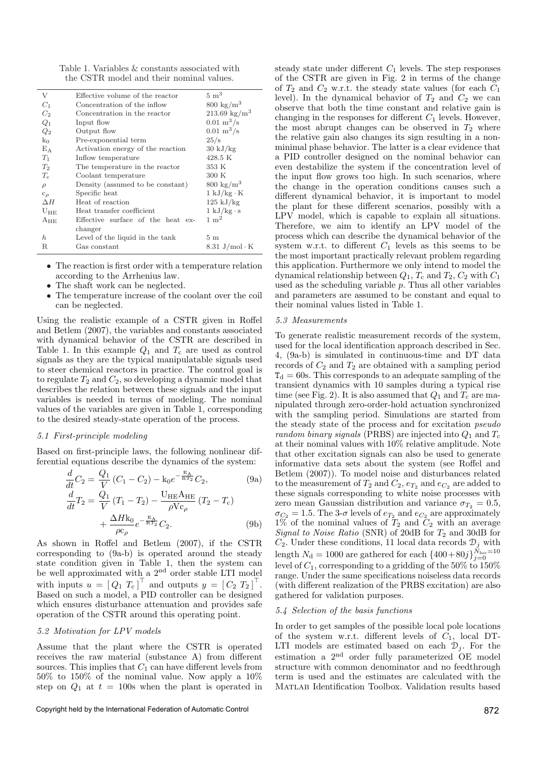Table 1. Variables & constants associated with the CSTR model and their nominal values.

| | | |
|---|---|---|
| V | Effective volume of the reactor | $5\ \mathrm{m}^3$ |
| $C_1$ | Concentration of the inflow | $800\ \mathrm{kg/m}^3$ |
| $C_2$ | Concentration in the reactor | $213.69\ \mathrm{kg/m}^3$ |
| $Q_1$ | Input flow | $0.01\ \mathrm{m}^3/\mathrm{s}$ |
| $Q_2$ | Output flow | $0.01\ \mathrm{m}^3/\mathrm{s}$ |
| $\mathrm{k}_0$ | Pre-exponential term | $25/\mathrm{s}$ |
| $\mathrm{E_A}$ | Activation energy of the reaction | $30\ \mathrm{kJ/kg}$ |
| $T_1$ | Inflow temperature | $428.5\ \mathrm{K}$ |
| $T_2$ | The temperature in the reactor | $353\ \mathrm{K}$ |
| $T_\mathrm{c}$ | Coolant temperature | $300\ \mathrm{K}$ |
| $\rho$ | Density (assumed to be constant) | $800\ \mathrm{kg/m}^3$ |
| $\mathrm{c}_\rho$ | Specific heat | $1\ \mathrm{kJ/kg \cdot K}$ |
| $\Delta H$ | Heat of reaction | $125\ \mathrm{kJ/kg}$ |
| $\mathrm{U_{HE}}$ | Heat transfer coefficient | $1\ \mathrm{kJ/kg \cdot s}$ |
| $\mathrm{A_{HE}}$ | Effective surface of the heat exchanger | $1\ \mathrm{m}^2$ |
| $h$ | Level of the liquid in the tank | $5\ \mathrm{m}$ |
| R | Gas constant | $8.31\ \mathrm{J/mol \cdot K}$ |

- The reaction is first order with a temperature relation according to the Arrhenius law.
- The shaft work can be neglected.
- The temperature increase of the coolant over the coil can be neglected.

Using the realistic example of a CSTR given in Roffel and Betlem (2007), the variables and constants associated with dynamical behavior of the CSTR are described in Table 1. In this example $Q_1$ and $T_\mathrm{c}$ are used as control signals as they are the typical manipulatable signals used to steer chemical reactors in practice. The control goal is to regulate $T_2$ and $C_2$, so developing a dynamic model that describes the relation between these signals and the input variables is needed in terms of modeling. The nominal values of the variables are given in Table 1, corresponding to the desired steady-state operation of the process.

### 5.1 First-principle modeling

Based on first-principle laws, the following nonlinear differential equations describe the dynamics of the system:

$$\frac{d}{dt}C_2 = \frac{Q_1}{V}\left(C_1 - C_2\right) - \mathrm{k}_0 e^{-\frac{\mathrm{E_A}}{\mathrm{R}T_2}} C_2, \tag{9a}$$

$$\frac{d}{dt}T_2 = \frac{Q_1}{V}\left(T_1 - T_2\right) - \frac{\mathrm{U_{HE}A_{HE}}}{\rho \mathrm{V} \mathrm{c}_\rho}\left(T_2 - T_\mathrm{c}\right) + \frac{\Delta H \mathrm{k}_0}{\rho \mathrm{c}_\rho} e^{-\frac{\mathrm{E_A}}{\mathrm{R}T_2}} C_2. \tag{9b}$$

As shown in Roffel and Betlem (2007), if the CSTR corresponding to (9a-b) is operated around the steady state condition given in Table 1, then the system can be well approximated with a 2[nd] order stable LTI model with inputs $u = [\, Q_1 \ T_\mathrm{c} \,]^\top$ and outputs $y = [\, C_2 \ T_2 \,]^\top$. Based on such a model, a PID controller can be designed which ensures disturbance attenuation and provides safe operation of the CSTR around this operating point.

### 5.2 Motivation for LPV models

Assume that the plant where the CSTR is operated receives the raw material (substance A) from different sources. This implies that $C_1$ can have different levels from 50% to 150% of the nominal value. Now apply a 10% step on $Q_1$ at $t = 100$s when the plant is operated in steady state under different $C_1$ levels. The step responses of the CSTR are given in Fig. 2 in terms of the change of $T_2$ and $C_2$ w.r.t. the steady state values (for each $C_1$ level). In the dynamical behavior of $T_2$ and $C_2$ we can observe that both the time constant and relative gain is changing in the responses for different $C_1$ levels. However, the most abrupt changes can be observed in $T_2$ where the relative gain also changes its sign resulting in a non-minimal phase behavior. The latter is a clear evidence that a PID controller designed on the nominal behavior can even destabilize the system if the concentration level of the input flow grows too high. In such scenarios, where the change in the operation conditions causes such a different dynamical behavior, it is important to model the plant for these different scenarios, possibly with a LPV model, which is capable to explain all situations. Therefore, we aim to identify an LPV model of the process which can describe the dynamical behavior of the system w.r.t. to different $C_1$ levels as this seems to be the most important practically relevant problem regarding this application. Furthermore we only intend to model the dynamical relationship between $Q_1$, $T_\mathrm{c}$ and $T_2$, $C_2$ with $C_1$ used as the scheduling variable $p$. Thus all other variables and parameters are assumed to be constant and equal to their nominal values listed in Table 1.

### 5.3 Measurements

To generate realistic measurement records of the system, used for the local identification approach described in Sec. 4, (9a-b) is simulated in continuous-time and DT data records of $C_2$ and $T_2$ are obtained with a sampling period $\mathrm{T_d} = 60$s. This corresponds to an adequate sampling of the transient dynamics with 10 samples during a typical rise time (see Fig. 2). It is also assumed that $Q_1$ and $T_\mathrm{c}$ are manipulated through zero-order-hold actuation synchronized with the sampling period. Simulations are started from the steady state of the process and for excitation *pseudo random binary signals* (PRBS) are injected into $Q_1$ and $T_\mathrm{c}$ at their nominal values with 10% relative amplitude. Note that other excitation signals can also be used to generate informative data sets about the system (see Roffel and Betlem (2007)). To model noise and disturbances related to the measurement of $T_2$ and $C_2$, $e_{T_2}$ and $e_{C_2}$ are added to these signals corresponding to white noise processes with zero mean Gaussian distribution and variance $\sigma_{T_2} = 0.5$, $\sigma_{C_2} = 1.5$. The 3-$\sigma$ levels of $e_{T_2}$ and $e_{C_2}$ are approximately 1% of the nominal values of $T_2$ and $C_2$ with an average *Signal to Noise Ratio* (SNR) of 20dB for $T_2$ and 30dB for $C_2$. Under these conditions, 11 local data records $\mathcal{D}_j$ with length $N_\mathrm{d} = 1000$ are gathered for each $\{400 + 80j\}_{j=0}^{N_\mathrm{loc}=10}$ level of $C_1$, corresponding to a gridding of the 50% to 150% range. Under the same specifications noiseless data records (with different realization of the PRBS excitation) are also gathered for validation purposes.

### 5.4 Selection of the basis functions

In order to get samples of the possible local pole locations of the system w.r.t. different levels of $C_1$, local DT-LTI models are estimated based on each $\mathcal{D}_j$. For the estimation a 2[nd] order fully parameterized OE model structure with common denominator and no feedthrough term is used and the estimates are calculated with the MATLAB Identification Toolbox. Validation results based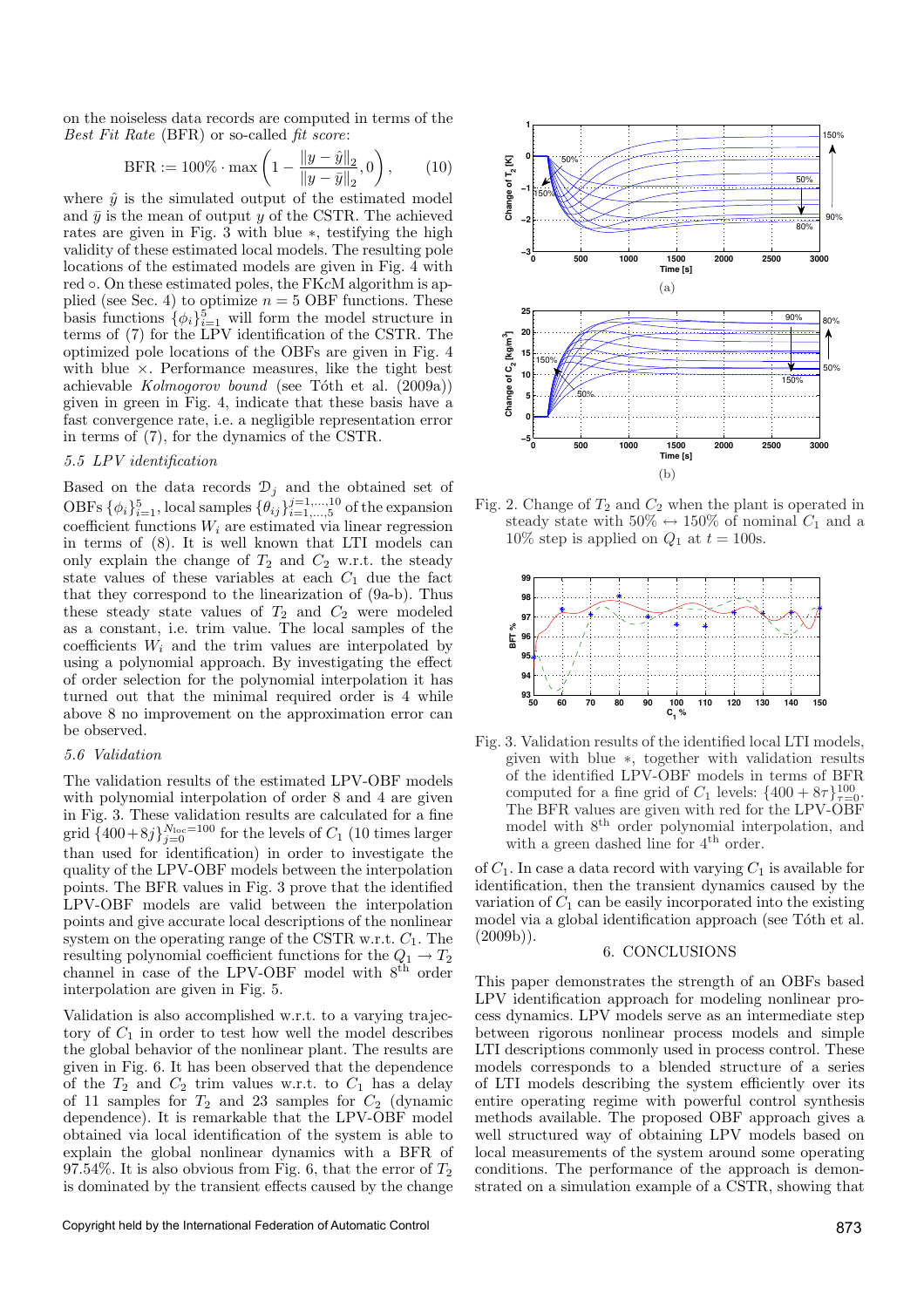on the noiseless data records are computed in terms of the *Best Fit Rate* (BFR) or so-called *fit score*:

$$\text{BFR} := 100\% \cdot \max\left(1 - \frac{\|y-\hat{y}\|_2}{\|y-\bar{y}\|_2}, 0\right), \qquad (10)$$

where $\hat{y}$ is the simulated output of the estimated model and $\bar{y}$ is the mean of output $y$ of the CSTR. The achieved rates are given in Fig. 3 with blue $*$, testifying the high validity of these estimated local models. The resulting pole locations of the estimated models are given in Fig. 4 with red $\circ$. On these estimated poles, the FKcM algorithm is applied (see Sec. 4) to optimize $n = 5$ OBF functions. These basis functions $\{\phi_i\}_{i=1}^5$ will form the model structure in terms of (7) for the LPV identification of the CSTR. The optimized pole locations of the OBFs are given in Fig. 4 with blue $\times$. Performance measures, like the tight best achievable *Kolmogorov bound* (see Tóth et al. (2009a)) given in green in Fig. 4, indicate that these basis have a fast convergence rate, i.e. a negligible representation error in terms of (7), for the dynamics of the CSTR.

### 5.5 LPV identification

Based on the data records $\mathcal{D}_j$ and the obtained set of OBFs $\{\phi_i\}_{i=1}^5$, local samples $\{\theta_{ij}\}_{i=1,\ldots,5}^{j=1,\ldots,10}$ of the expansion coefficient functions $W_i$ are estimated via linear regression in terms of (8). It is well known that LTI models can only explain the change of $T_2$ and $C_2$ w.r.t. the steady state values of these variables at each $C_1$ due the fact that they correspond to the linearization of (9a-b). Thus these steady state values of $T_2$ and $C_2$ were modeled as a constant, i.e. trim value. The local samples of the coefficients $W_i$ and the trim values are interpolated by using a polynomial interpolation. By investigating the effect of order selection for the polynomial interpolation it has turned out that the minimal required order is 4 while above 8 no improvement on the approximation error can be observed.

### 5.6 Validation

The validation results of the estimated LPV-OBF models with polynomial interpolation of order 8 and 4 are given in Fig. 3. These validation results are calculated for a fine grid $\{400+8j\}_{j=0}^{N_{\text{loc}}=100}$ for the levels of $C_1$ (10 times larger than used for identification) in order to investigate the quality of the LPV-OBF models between the interpolation points. The BFR values in Fig. 3 prove that the identified LPV-OBF models are valid between the interpolation points and give accurate local descriptions of the nonlinear system on the operating range of the CSTR w.r.t. $C_1$. The resulting polynomial coefficient functions for the $Q_1 \to T_2$ channel in case of the LPV-OBF model with $8^{\text{th}}$ order interpolation are given in Fig. 5.

Validation is also accomplished w.r.t. to a varying trajectory of $C_1$ in order to test how well the model describes the global behavior of the nonlinear plant. The results are given in Fig. 6. It has been observed that the dependence of the $T_2$ and $C_2$ trim values w.r.t. to $C_1$ has a delay of 11 samples for $T_2$ and 23 samples for $C_2$ (dynamic dependence). It is remarkable that the LPV-OBF model obtained via local identification of the system is able to explain the global nonlinear dynamics with a BFR of 97.54%. It is also obvious from Fig. 6, that the error of $T_2$ is dominated by the transient effects caused by the change of $C_1$. In case a data record with varying $C_1$ is available for identification, then the transient dynamics caused by the variation of $C_1$ can be easily incorporated into the existing model via a global identification approach (see Tóth et al. (2009b)).

Fig. 2. Change of $T_2$ and $C_2$ when the plant is operated in steady state with 50% $\leftrightarrow$ 150% of nominal $C_1$ and a 10% step is applied on $Q_1$ at $t = 100$s.

Fig. 3. Validation results of the identified local LTI models, given with blue $*$, together with validation results of the identified LPV-OBF models in terms of BFR computed for a fine grid of $C_1$ levels: $\{400+8\tau\}_{\tau=0}^{100}$. The BFR values are given with red for the LPV-OBF model with $8^{\text{th}}$ order polynomial interpolation, and with a green dashed line for $4^{\text{th}}$ order.

## 6. CONCLUSIONS

This paper demonstrates the strength of an OBFs based LPV identification approach for modeling nonlinear process dynamics. LPV models serve as an intermediate step between rigorous nonlinear process models and simple LTI descriptions commonly used in process control. These models corresponds to a blended structure of a series of LTI models describing the system efficiently over its entire operating regime with powerful control synthesis methods available. The proposed OBF approach gives a well structured way of obtaining LPV models based on local measurements of the system around some operating conditions. The performance of the approach is demonstrated on a simulation example of a CSTR, showing that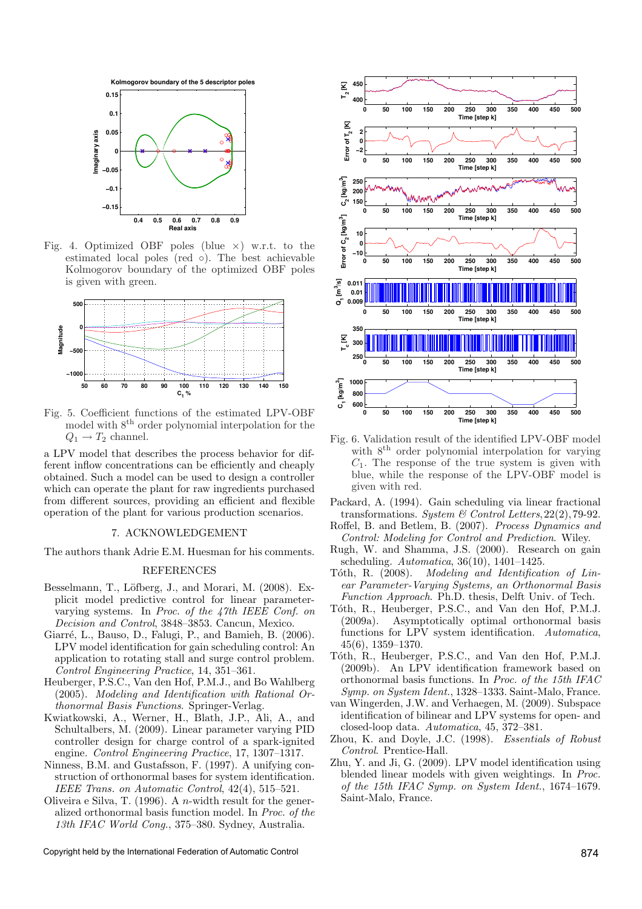Kolmogorov boundary of the 5 descriptor poles

Imaginary axis

0.15
0.1
0.05
0
−0.05
−0.1
−0.15

0.4 0.5 0.6 0.7 0.8 0.9

Real axis

Fig. 4. Optimized OBF poles (blue ×) w.r.t. to the estimated local poles (red ∘). The best achievable Kolmogorov boundary of the optimized OBF poles is given with green.

Magnitude

500
0
−500
−1000

50 60 70 80 90 100 110 120 130 140 150

$C_1$ %

Fig. 5. Coefficient functions of the estimated LPV-OBF model with 8[th] order polynomial interpolation for the $Q_1 \rightarrow T_2$ channel.

a LPV model that describes the process behavior for different inflow concentrations can be efficiently and cheaply obtained. Such a model can be used to design a controller which can operate the plant for raw ingredients purchased from different sources, providing an efficient and flexible operation of the plant for various production scenarios.

## 7. ACKNOWLEDGEMENT

The authors thank Adrie E.M. Huesman for his comments.

## REFERENCES

Besselmann, T., Löfberg, J., and Morari, M. (2008). Explicit model predictive control for linear parameter-varying systems. In *Proc. of the 47th IEEE Conf. on Decision and Control*, 3848–3853. Cancun, Mexico.

Giarré, L., Bauso, D., Falugi, P., and Bamieh, B. (2006). LPV model identification for gain scheduling control: An application to rotating stall and surge control problem. *Control Engineering Practice*, 14, 351–361.

Heuberger, P.S.C., Van den Hof, P.M.J., and Bo Wahlberg (2005). *Modeling and Identification with Rational Orthonormal Basis Functions*. Springer-Verlag.

Kwiatkowski, A., Werner, H., Blath, J.P., Ali, A., and Schultalbers, M. (2009). Linear parameter varying PID controller design for charge control of a spark-ignited engine. *Control Engineering Practice*, 17, 1307–1317.

Ninness, B.M. and Gustafsson, F. (1997). A unifying construction of orthonormal bases for system identification. *IEEE Trans. on Automatic Control*, 42(4), 515–521.

Oliveira e Silva, T. (1996). A $n$-width result for the generalized orthonormal basis function model. In *Proc. of the 13th IFAC World Cong.*, 375–380. Sydney, Australia.

$T_2$ [K]

450
400

0 50 100 150 200 250 300 350 400 450 500

Time [step k]

Error of $T_2$ [K]

2
0
−2

0 50 100 150 200 250 300 350 400 450 500

Time [step k]

$C_2$ [kg/m$^3$]

250
200
150

0 50 100 150 200 250 300 350 400 450 500

Time [step k]

Error of $C_2$ [kg/m$^3$]

10
0
−10

0 50 100 150 200 250 300 350 400 450 500

Time [step k]

$Q_1$ [m$^3$/s]

0.011
0.01
0.009

0 50 100 150 200 250 300 350 400 450 500

Time [step k]

$T_1$ [K]

350
300
250

0 50 100 150 200 250 300 350 400 450 500

Time [step k]

$C_1$ [kg/m$^3$]

1000
800
600

0 50 100 150 200 250 300 350 400 450 500

Time [step k]

Fig. 6. Validation result of the identified LPV-OBF model with 8[th] order polynomial interpolation for varying $C_1$. The response of the true system is given with blue, while the response of the LPV-OBF model is given with red.

Packard, A. (1994). Gain scheduling via linear fractional transformations. *System & Control Letters*, 22(2), 79-92.

Roffel, B. and Betlem, B. (2007). *Process Dynamics and Control: Modeling for Control and Prediction*. Wiley.

Rugh, W. and Shamma, J.S. (2000). Research on gain scheduling. *Automatica*, 36(10), 1401–1425.

Tóth, R. (2008). *Modeling and Identification of Linear Parameter-Varying Systems, an Orthonormal Basis Function Approach*. Ph.D. thesis, Delft Univ. of Tech.

Tóth, R., Heuberger, P.S.C., and Van den Hof, P.M.J. (2009a). Asymptotically optimal orthonormal basis functions for LPV system identification. *Automatica*, 45(6), 1359–1370.

Tóth, R., Heuberger, P.S.C., and Van den Hof, P.M.J. (2009b). An LPV identification framework based on orthonormal basis functions. In *Proc. of the 15th IFAC Symp. on System Ident.*, 1328–1333. Saint-Malo, France.

van Wingerden, J.W. and Verhaegen, M. (2009). Subspace identification of bilinear and LPV systems for open- and closed-loop data. *Automatica*, 45, 372–381.

Zhou, K. and Doyle, J.C. (1998). *Essentials of Robust Control*. Prentice-Hall.

Zhu, Y. and Ji, G. (2009). LPV model identification using blended linear models with given weightings. In *Proc. of the 15th IFAC Symp. on System Ident.*, 1674–1679. Saint-Malo, France.

Copyright held by the International Federation of Automatic Control